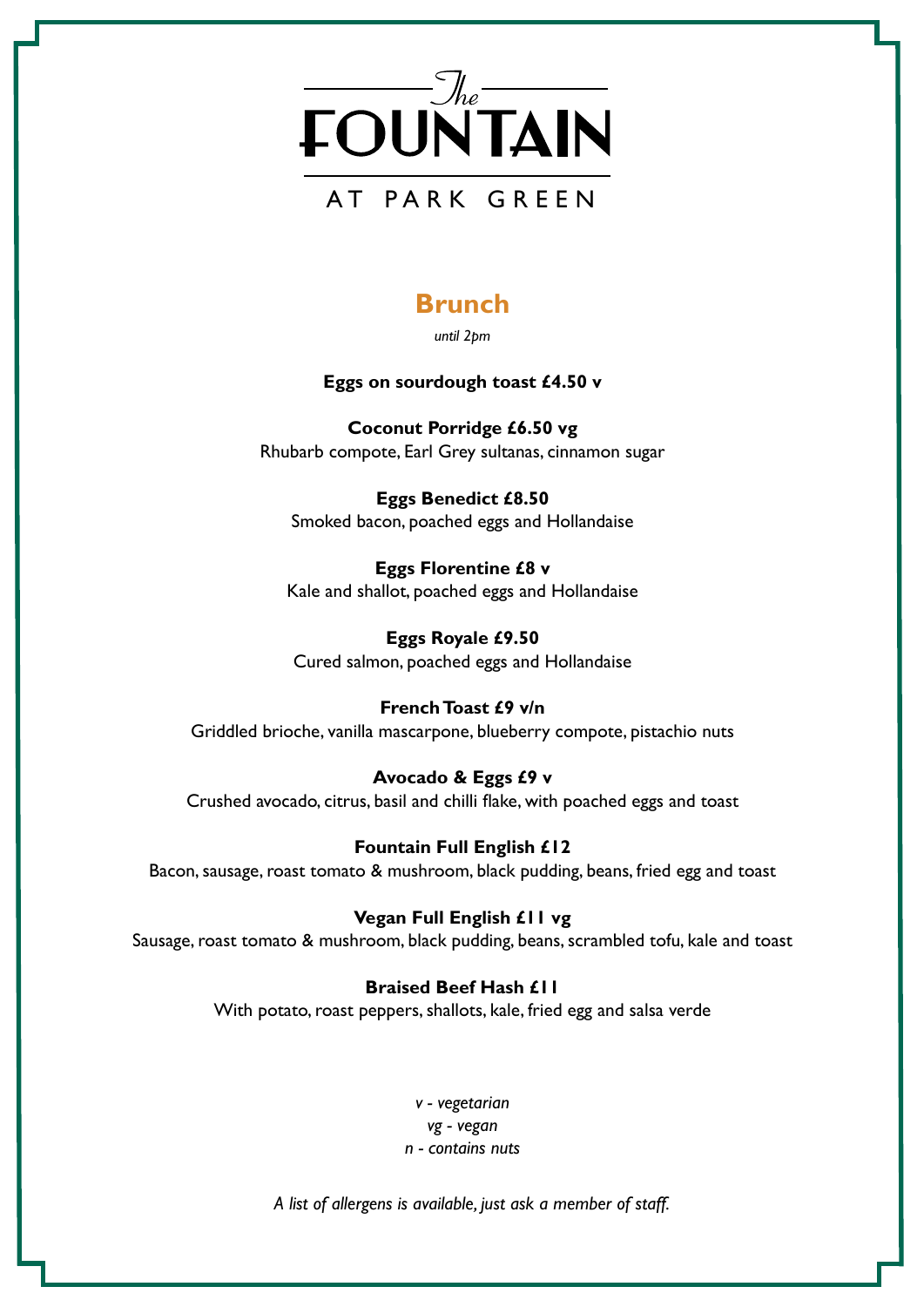# The FOUNTAIN

AT PARK GREEN

## Brunch

*until 2pm*

**Eggs on sourdough toast £4.50 v**

**Coconut Porridge £6.50 vg**
Rhubarb compote, Earl Grey sultanas, cinnamon sugar

**Eggs Benedict £8.50**
Smoked bacon, poached eggs and Hollandaise

**Eggs Florentine £8 v**
Kale and shallot, poached eggs and Hollandaise

**Eggs Royale £9.50**
Cured salmon, poached eggs and Hollandaise

**French Toast £9 v/n**
Griddled brioche, vanilla mascarpone, blueberry compote, pistachio nuts

**Avocado & Eggs £9 v**
Crushed avocado, citrus, basil and chilli flake, with poached eggs and toast

**Fountain Full English £12**
Bacon, sausage, roast tomato & mushroom, black pudding, beans, fried egg and toast

**Vegan Full English £11 vg**
Sausage, roast tomato & mushroom, black pudding, beans, scrambled tofu, kale and toast

**Braised Beef Hash £11**
With potato, roast peppers, shallots, kale, fried egg and salsa verde

*v - vegetarian*
*vg - vegan*
*n - contains nuts*

*A list of allergens is available, just ask a member of staff.*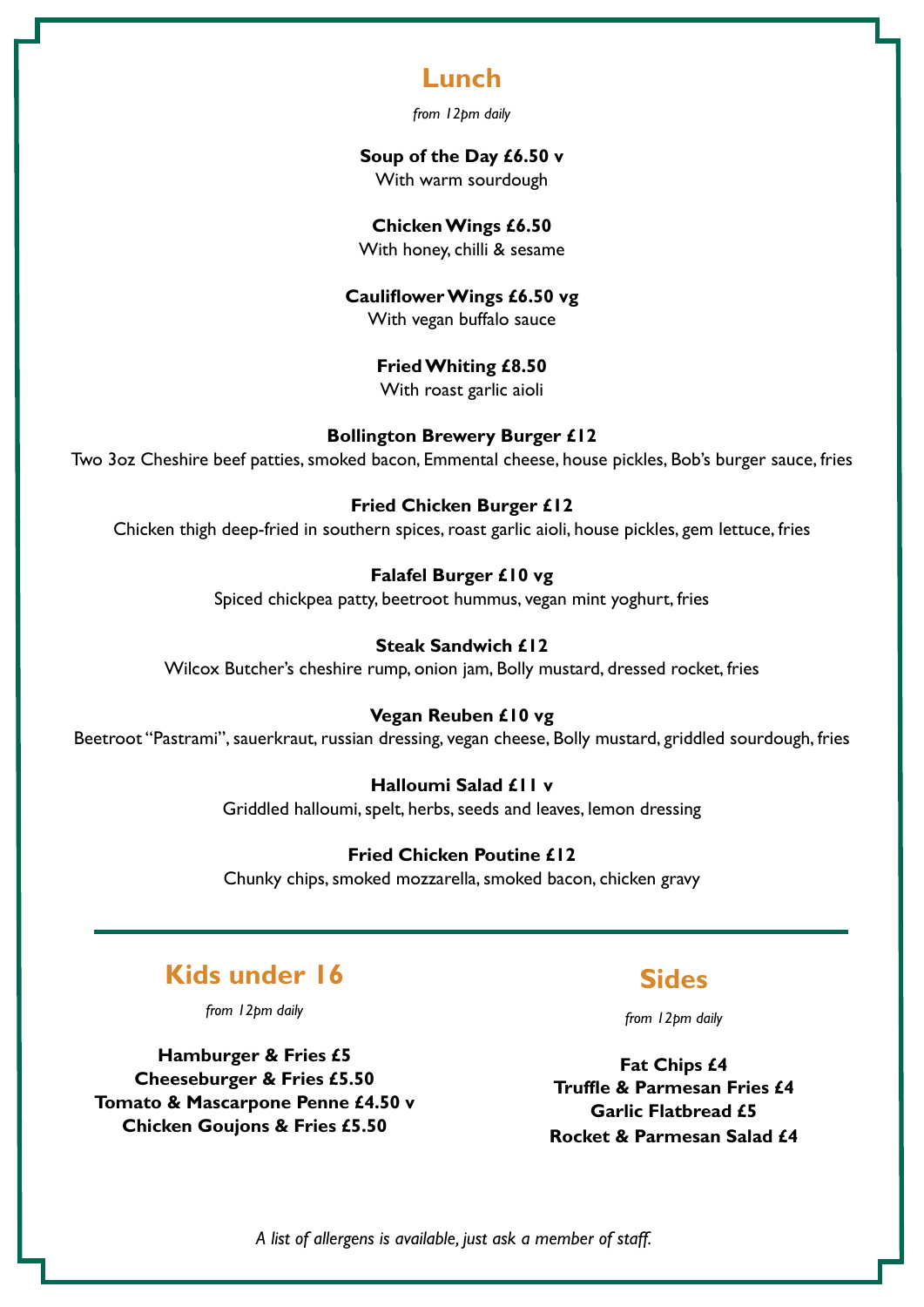## Lunch

*from 12pm daily*

**Soup of the Day £6.50 v**
With warm sourdough

**Chicken Wings £6.50**
With honey, chilli & sesame

**Cauliflower Wings £6.50 vg**
With vegan buffalo sauce

**Fried Whiting £8.50**
With roast garlic aioli

**Bollington Brewery Burger £12**
Two 3oz Cheshire beef patties, smoked bacon, Emmental cheese, house pickles, Bob's burger sauce, fries

**Fried Chicken Burger £12**
Chicken thigh deep-fried in southern spices, roast garlic aioli, house pickles, gem lettuce, fries

**Falafel Burger £10 vg**
Spiced chickpea patty, beetroot hummus, vegan mint yoghurt, fries

**Steak Sandwich £12**
Wilcox Butcher's cheshire rump, onion jam, Bolly mustard, dressed rocket, fries

**Vegan Reuben £10 vg**
Beetroot "Pastrami", sauerkraut, russian dressing, vegan cheese, Bolly mustard, griddled sourdough, fries

**Halloumi Salad £11 v**
Griddled halloumi, spelt, herbs, seeds and leaves, lemon dressing

**Fried Chicken Poutine £12**
Chunky chips, smoked mozzarella, smoked bacon, chicken gravy

---

## Kids under 16

*from 12pm daily*

**Hamburger & Fries £5**
**Cheeseburger & Fries £5.50**
**Tomato & Mascarpone Penne £4.50 v**
**Chicken Goujons & Fries £5.50**

## Sides

*from 12pm daily*

**Fat Chips £4**
**Truffle & Parmesan Fries £4**
**Garlic Flatbread £5**
**Rocket & Parmesan Salad £4**

*A list of allergens is available, just ask a member of staff.*